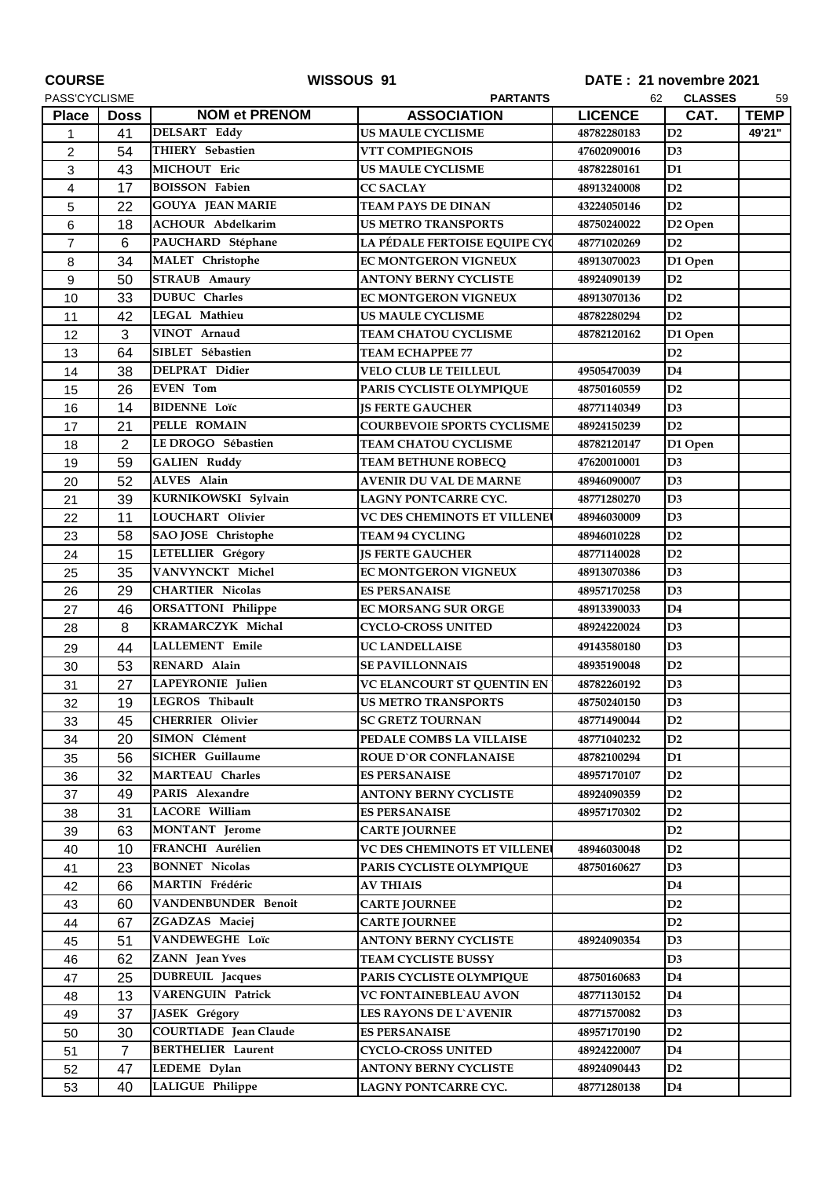**COURSE** **WISSOUS 91** **DATE : 21 novembre 2021**

PASS'CYCLISME **PARTANTS** 62 **CLASSES** 59

| Place | Doss | NOM et PRENOM | ASSOCIATION | LICENCE | CAT. | TEMP |
|---|---|---|---|---|---|---|
| 1 | 41 | DELSART Eddy | US MAULE CYCLISME | 48782280183 | D2 | 49'21" |
| 2 | 54 | THIERY Sebastien | VTT COMPIEGNOIS | 47602090016 | D3 | |
| 3 | 43 | MICHOUT Eric | US MAULE CYCLISME | 48782280161 | D1 | |
| 4 | 17 | BOISSON Fabien | CC SACLAY | 48913240008 | D2 | |
| 5 | 22 | GOUYA JEAN MARIE | TEAM PAYS DE DINAN | 43224050146 | D2 | |
| 6 | 18 | ACHOUR Abdelkarim | US METRO TRANSPORTS | 48750240022 | D2 Open | |
| 7 | 6 | PAUCHARD Stéphane | LA PÉDALE FERTOISE EQUIPE CY( | 48771020269 | D2 | |
| 8 | 34 | MALET Christophe | EC MONTGERON VIGNEUX | 48913070023 | D1 Open | |
| 9 | 50 | STRAUB Amaury | ANTONY BERNY CYCLISTE | 48924090139 | D2 | |
| 10 | 33 | DUBUC Charles | EC MONTGERON VIGNEUX | 48913070136 | D2 | |
| 11 | 42 | LEGAL Mathieu | US MAULE CYCLISME | 48782280294 | D2 | |
| 12 | 3 | VINOT Arnaud | TEAM CHATOU CYCLISME | 48782120162 | D1 Open | |
| 13 | 64 | SIBLET Sébastien | TEAM ECHAPPEE 77 | | D2 | |
| 14 | 38 | DELPRAT Didier | VELO CLUB LE TEILLEUL | 49505470039 | D4 | |
| 15 | 26 | EVEN Tom | PARIS CYCLISTE OLYMPIQUE | 48750160559 | D2 | |
| 16 | 14 | BIDENNE Loïc | JS FERTE GAUCHER | 48771140349 | D3 | |
| 17 | 21 | PELLE ROMAIN | COURBEVOIE SPORTS CYCLISME | 48924150239 | D2 | |
| 18 | 2 | LE DROGO Sébastien | TEAM CHATOU CYCLISME | 48782120147 | D1 Open | |
| 19 | 59 | GALIEN Ruddy | TEAM BETHUNE ROBECQ | 47620010001 | D3 | |
| 20 | 52 | ALVES Alain | AVENIR DU VAL DE MARNE | 48946090007 | D3 | |
| 21 | 39 | KURNIKOWSKI Sylvain | LAGNY PONTCARRE CYC. | 48771280270 | D3 | |
| 22 | 11 | LOUCHART Olivier | VC DES CHEMINOTS ET VILLENE| | 48946030009 | D3 | |
| 23 | 58 | SAO JOSE Christophe | TEAM 94 CYCLING | 48946010228 | D2 | |
| 24 | 15 | LETELLIER Grégory | JS FERTE GAUCHER | 48771140028 | D2 | |
| 25 | 35 | VANVYNCKT Michel | EC MONTGERON VIGNEUX | 48913070386 | D3 | |
| 26 | 29 | CHARTIER Nicolas | ES PERSANAISE | 48957170258 | D3 | |
| 27 | 46 | ORSATTONI Philippe | EC MORSANG SUR ORGE | 48913390033 | D4 | |
| 28 | 8 | KRAMARCZYK Michal | CYCLO-CROSS UNITED | 48924220024 | D3 | |
| 29 | 44 | LALLEMENT Emile | UC LANDELLAISE | 49143580180 | D3 | |
| 30 | 53 | RENARD Alain | SE PAVILLONNAIS | 48935190048 | D2 | |
| 31 | 27 | LAPEYRONIE Julien | VC ELANCOURT ST QUENTIN EN | 48782260192 | D3 | |
| 32 | 19 | LEGROS Thibault | US METRO TRANSPORTS | 48750240150 | D3 | |
| 33 | 45 | CHERRIER Olivier | SC GRETZ TOURNAN | 48771490044 | D2 | |
| 34 | 20 | SIMON Clément | PEDALE COMBS LA VILLAISE | 48771040232 | D2 | |
| 35 | 56 | SICHER Guillaume | ROUE D`OR CONFLANAISE | 48782100294 | D1 | |
| 36 | 32 | MARTEAU Charles | ES PERSANAISE | 48957170107 | D2 | |
| 37 | 49 | PARIS Alexandre | ANTONY BERNY CYCLISTE | 48924090359 | D2 | |
| 38 | 31 | LACORE William | ES PERSANAISE | 48957170302 | D2 | |
| 39 | 63 | MONTANT Jerome | CARTE JOURNEE | | D2 | |
| 40 | 10 | FRANCHI Aurélien | VC DES CHEMINOTS ET VILLENE| | 48946030048 | D2 | |
| 41 | 23 | BONNET Nicolas | PARIS CYCLISTE OLYMPIQUE | 48750160627 | D3 | |
| 42 | 66 | MARTIN Frédéric | AV THIAIS | | D4 | |
| 43 | 60 | VANDENBUNDER Benoit | CARTE JOURNEE | | D2 | |
| 44 | 67 | ZGADZAS Maciej | CARTE JOURNEE | | D2 | |
| 45 | 51 | VANDEWEGHE Loïc | ANTONY BERNY CYCLISTE | 48924090354 | D3 | |
| 46 | 62 | ZANN Jean Yves | TEAM CYCLISTE BUSSY | | D3 | |
| 47 | 25 | DUBREUIL Jacques | PARIS CYCLISTE OLYMPIQUE | 48750160683 | D4 | |
| 48 | 13 | VARENGUIN Patrick | VC FONTAINEBLEAU AVON | 48771130152 | D4 | |
| 49 | 37 | JASEK Grégory | LES RAYONS DE L`AVENIR | 48771570082 | D3 | |
| 50 | 30 | COURTIADE Jean Claude | ES PERSANAISE | 48957170190 | D2 | |
| 51 | 7 | BERTHELIER Laurent | CYCLO-CROSS UNITED | 48924220007 | D4 | |
| 52 | 47 | LEDEME Dylan | ANTONY BERNY CYCLISTE | 48924090443 | D2 | |
| 53 | 40 | LALIGUE Philippe | LAGNY PONTCARRE CYC. | 48771280138 | D4 | |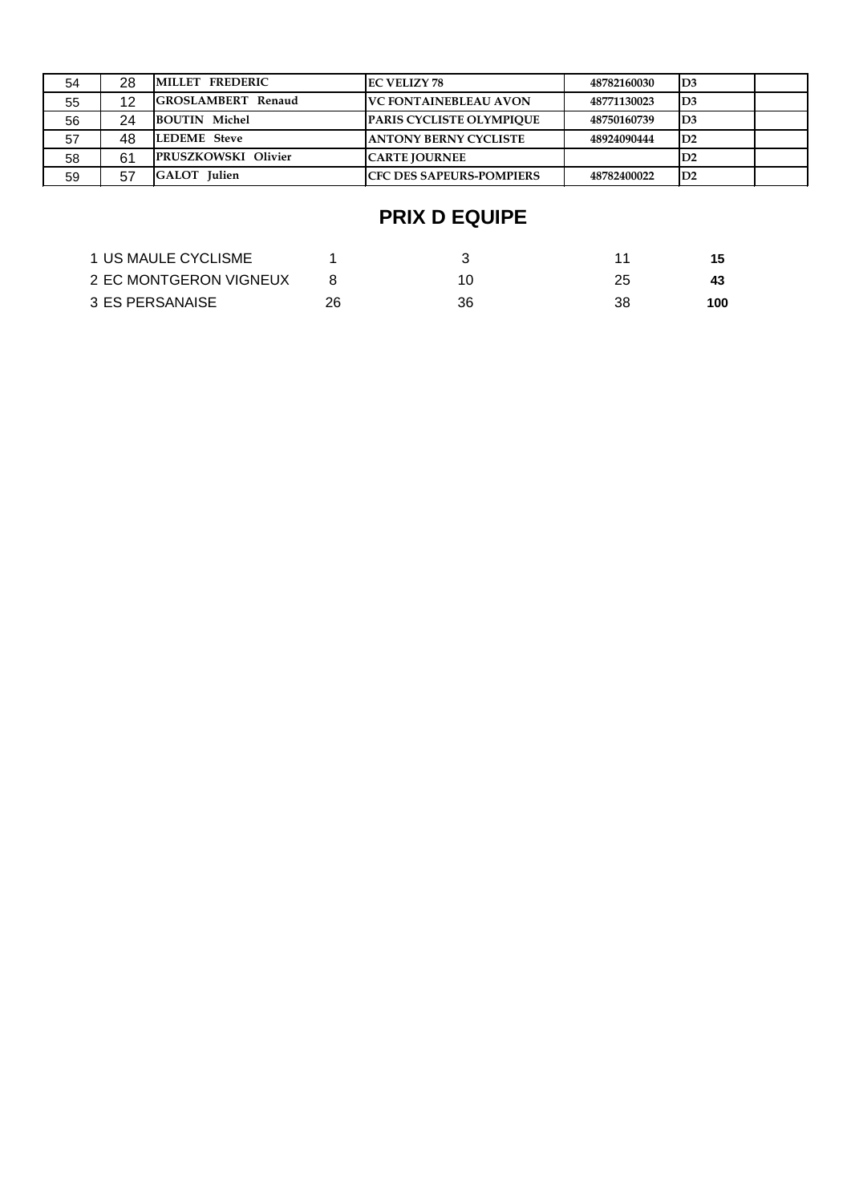| | | | | | | |
|---|---|---|---|---|---|---|
| 54 | 28 | MILLET FREDERIC | EC VELIZY 78 | 48782160030 | D3 | |
| 55 | 12 | GROSLAMBERT Renaud | VC FONTAINEBLEAU AVON | 48771130023 | D3 | |
| 56 | 24 | BOUTIN Michel | PARIS CYCLISTE OLYMPIQUE | 48750160739 | D3 | |
| 57 | 48 | LEDEME Steve | ANTONY BERNY CYCLISTE | 48924090444 | D2 | |
| 58 | 61 | PRUSZKOWSKI Olivier | CARTE JOURNEE | | D2 | |
| 59 | 57 | GALOT Julien | CFC DES SAPEURS-POMPIERS | 48782400022 | D2 | |

## PRIX D EQUIPE

| | | | | | |
|---|---|---|---|---|---|
| 1 | US MAULE CYCLISME | 1 | 3 | 11 | **15** |
| 2 | EC MONTGERON VIGNEUX | 8 | 10 | 25 | **43** |
| 3 | ES PERSANAISE | 26 | 36 | 38 | **100** |